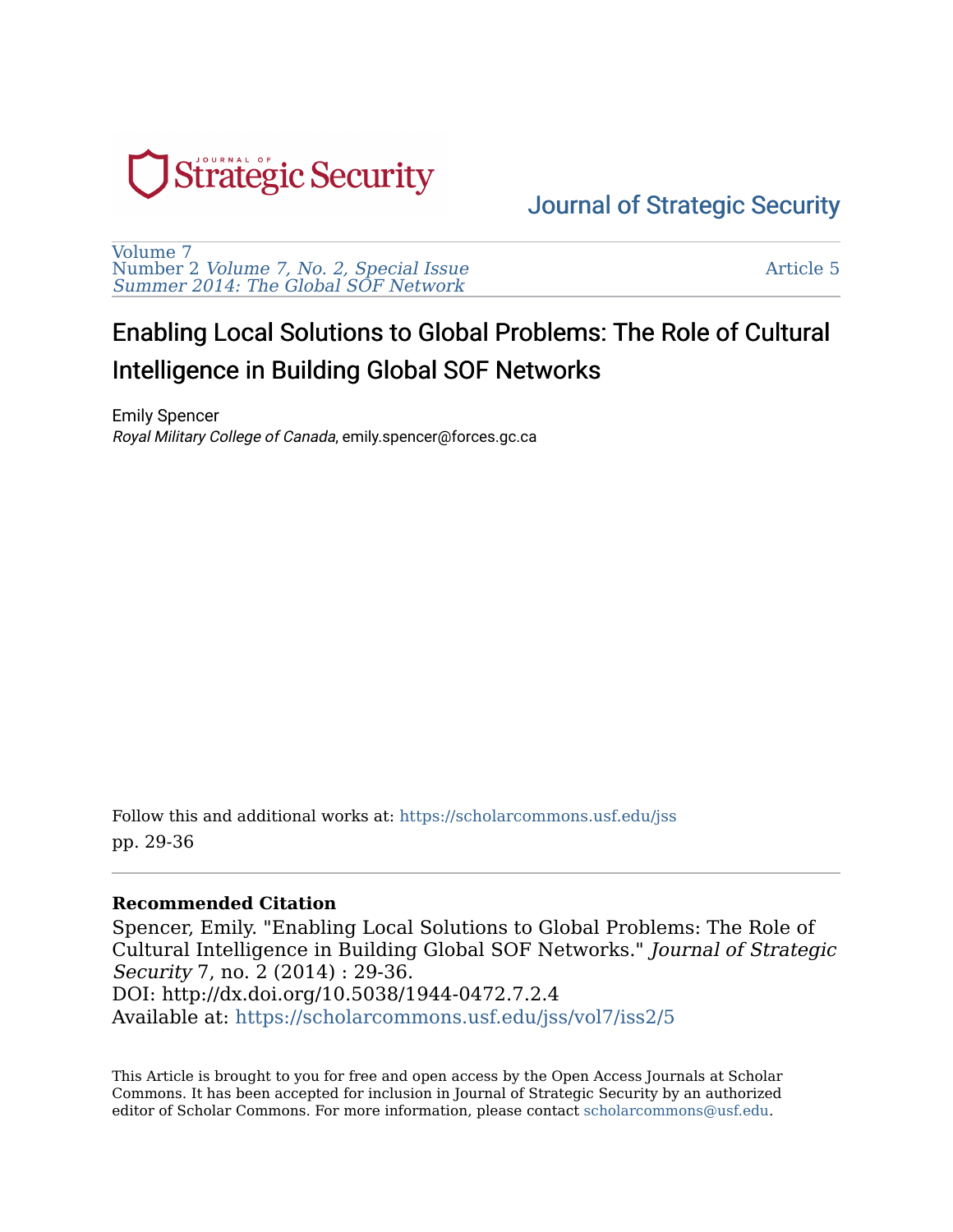Journal of Strategic Security

Volume 7
Number 2 *Volume 7, No. 2, Special Issue Summer 2014: The Global SOF Network*

Article 5

# Enabling Local Solutions to Global Problems: The Role of Cultural Intelligence in Building Global SOF Networks

Emily Spencer
*Royal Military College of Canada*, emily.spencer@forces.gc.ca

Follow this and additional works at: https://scholarcommons.usf.edu/jss
pp. 29-36

**Recommended Citation**
Spencer, Emily. "Enabling Local Solutions to Global Problems: The Role of Cultural Intelligence in Building Global SOF Networks." *Journal of Strategic Security* 7, no. 2 (2014) : 29-36.
DOI: http://dx.doi.org/10.5038/1944-0472.7.2.4
Available at: https://scholarcommons.usf.edu/jss/vol7/iss2/5

This Article is brought to you for free and open access by the Open Access Journals at Scholar Commons. It has been accepted for inclusion in Journal of Strategic Security by an authorized editor of Scholar Commons. For more information, please contact scholarcommons@usf.edu.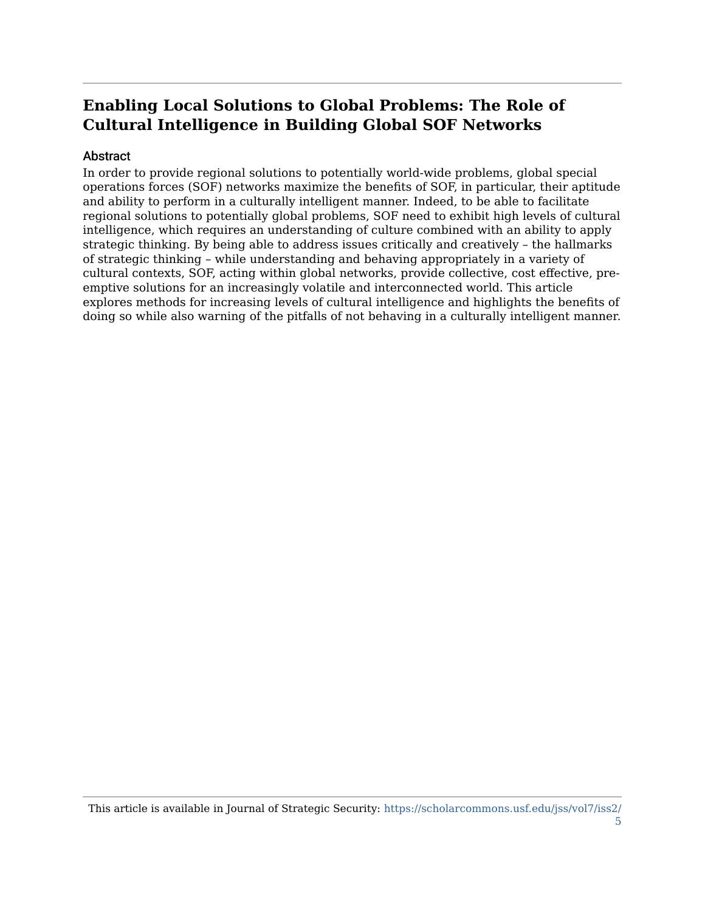# Enabling Local Solutions to Global Problems: The Role of Cultural Intelligence in Building Global SOF Networks

## Abstract

In order to provide regional solutions to potentially world-wide problems, global special operations forces (SOF) networks maximize the benefits of SOF, in particular, their aptitude and ability to perform in a culturally intelligent manner. Indeed, to be able to facilitate regional solutions to potentially global problems, SOF need to exhibit high levels of cultural intelligence, which requires an understanding of culture combined with an ability to apply strategic thinking. By being able to address issues critically and creatively – the hallmarks of strategic thinking – while understanding and behaving appropriately in a variety of cultural contexts, SOF, acting within global networks, provide collective, cost effective, pre-emptive solutions for an increasingly volatile and interconnected world. This article explores methods for increasing levels of cultural intelligence and highlights the benefits of doing so while also warning of the pitfalls of not behaving in a culturally intelligent manner.

This article is available in Journal of Strategic Security: https://scholarcommons.usf.edu/jss/vol7/iss2/5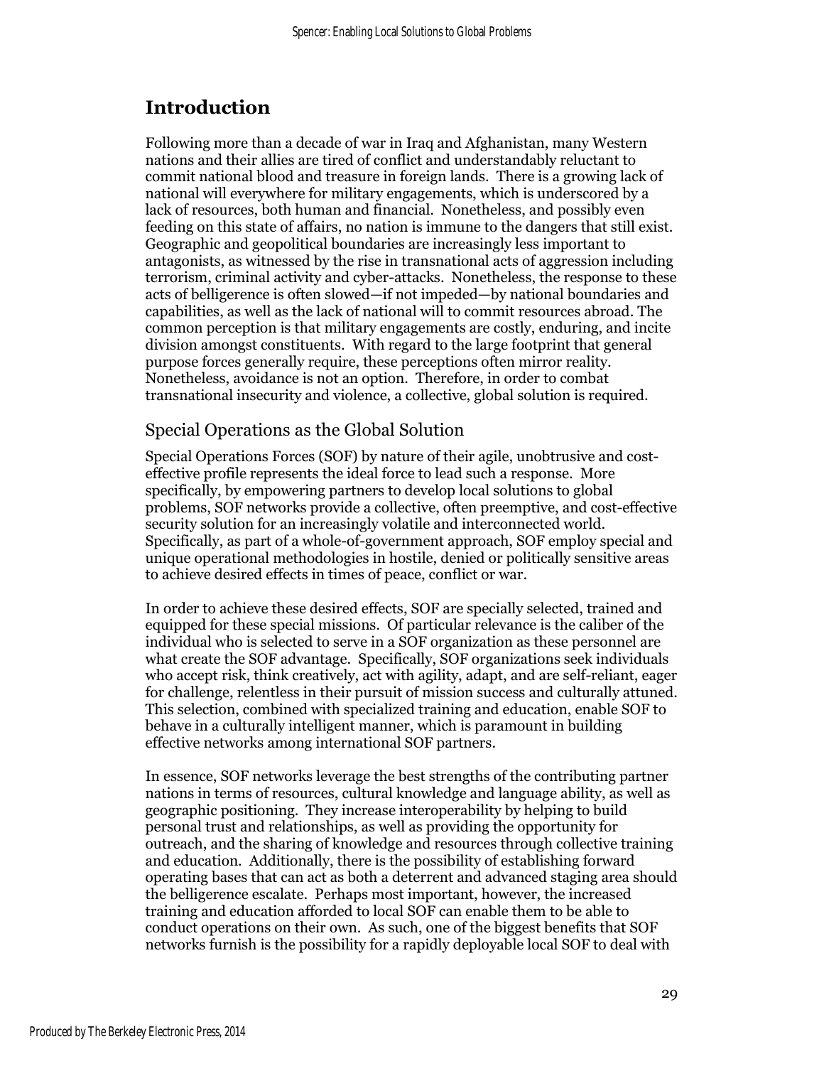## Introduction

Following more than a decade of war in Iraq and Afghanistan, many Western nations and their allies are tired of conflict and understandably reluctant to commit national blood and treasure in foreign lands. There is a growing lack of national will everywhere for military engagements, which is underscored by a lack of resources, both human and financial. Nonetheless, and possibly even feeding on this state of affairs, no nation is immune to the dangers that still exist. Geographic and geopolitical boundaries are increasingly less important to antagonists, as witnessed by the rise in transnational acts of aggression including terrorism, criminal activity and cyber-attacks. Nonetheless, the response to these acts of belligerence is often slowed—if not impeded—by national boundaries and capabilities, as well as the lack of national will to commit resources abroad. The common perception is that military engagements are costly, enduring, and incite division amongst constituents. With regard to the large footprint that general purpose forces generally require, these perceptions often mirror reality. Nonetheless, avoidance is not an option. Therefore, in order to combat transnational insecurity and violence, a collective, global solution is required.

### Special Operations as the Global Solution

Special Operations Forces (SOF) by nature of their agile, unobtrusive and cost-effective profile represents the ideal force to lead such a response. More specifically, by empowering partners to develop local solutions to global problems, SOF networks provide a collective, often preemptive, and cost-effective security solution for an increasingly volatile and interconnected world. Specifically, as part of a whole-of-government approach, SOF employ special and unique operational methodologies in hostile, denied or politically sensitive areas to achieve desired effects in times of peace, conflict or war.

In order to achieve these desired effects, SOF are specially selected, trained and equipped for these special missions. Of particular relevance is the caliber of the individual who is selected to serve in a SOF organization as these personnel are what create the SOF advantage. Specifically, SOF organizations seek individuals who accept risk, think creatively, act with agility, adapt, and are self-reliant, eager for challenge, relentless in their pursuit of mission success and culturally attuned. This selection, combined with specialized training and education, enable SOF to behave in a culturally intelligent manner, which is paramount in building effective networks among international SOF partners.

In essence, SOF networks leverage the best strengths of the contributing partner nations in terms of resources, cultural knowledge and language ability, as well as geographic positioning. They increase interoperability by helping to build personal trust and relationships, as well as providing the opportunity for outreach, and the sharing of knowledge and resources through collective training and education. Additionally, there is the possibility of establishing forward operating bases that can act as both a deterrent and advanced staging area should the belligerence escalate. Perhaps most important, however, the increased training and education afforded to local SOF can enable them to be able to conduct operations on their own. As such, one of the biggest benefits that SOF networks furnish is the possibility for a rapidly deployable local SOF to deal with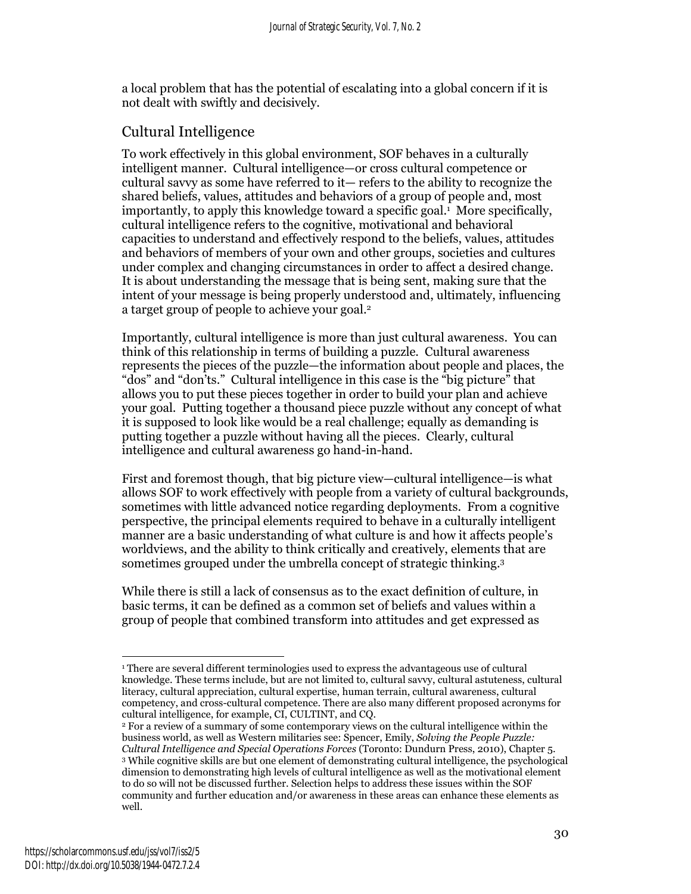a local problem that has the potential of escalating into a global concern if it is not dealt with swiftly and decisively.

## Cultural Intelligence

To work effectively in this global environment, SOF behaves in a culturally intelligent manner. Cultural intelligence—or cross cultural competence or cultural savvy as some have referred to it— refers to the ability to recognize the shared beliefs, values, attitudes and behaviors of a group of people and, most importantly, to apply this knowledge toward a specific goal.[1] More specifically, cultural intelligence refers to the cognitive, motivational and behavioral capacities to understand and effectively respond to the beliefs, values, attitudes and behaviors of members of your own and other groups, societies and cultures under complex and changing circumstances in order to affect a desired change. It is about understanding the message that is being sent, making sure that the intent of your message is being properly understood and, ultimately, influencing a target group of people to achieve your goal.[2]

Importantly, cultural intelligence is more than just cultural awareness. You can think of this relationship in terms of building a puzzle. Cultural awareness represents the pieces of the puzzle—the information about people and places, the "dos" and "don'ts." Cultural intelligence in this case is the "big picture" that allows you to put these pieces together in order to build your plan and achieve your goal. Putting together a thousand piece puzzle without any concept of what it is supposed to look like would be a real challenge; equally as demanding is putting together a puzzle without having all the pieces. Clearly, cultural intelligence and cultural awareness go hand-in-hand.

First and foremost though, that big picture view—cultural intelligence—is what allows SOF to work effectively with people from a variety of cultural backgrounds, sometimes with little advanced notice regarding deployments. From a cognitive perspective, the principal elements required to behave in a culturally intelligent manner are a basic understanding of what culture is and how it affects people's worldviews, and the ability to think critically and creatively, elements that are sometimes grouped under the umbrella concept of strategic thinking.[3]

While there is still a lack of consensus as to the exact definition of culture, in basic terms, it can be defined as a common set of beliefs and values within a group of people that combined transform into attitudes and get expressed as

---

[1] There are several different terminologies used to express the advantageous use of cultural knowledge. These terms include, but are not limited to, cultural savvy, cultural astuteness, cultural literacy, cultural appreciation, cultural expertise, human terrain, cultural awareness, cultural competency, and cross-cultural competence. There are also many different proposed acronyms for cultural intelligence, for example, CI, CULTINT, and CQ.

[2] For a review of a summary of some contemporary views on the cultural intelligence within the business world, as well as Western militaries see: Spencer, Emily, *Solving the People Puzzle: Cultural Intelligence and Special Operations Forces* (Toronto: Dundurn Press, 2010), Chapter 5.

[3] While cognitive skills are but one element of demonstrating cultural intelligence, the psychological dimension to demonstrating high levels of cultural intelligence as well as the motivational element to do so will not be discussed further. Selection helps to address these issues within the SOF community and further education and/or awareness in these areas can enhance these elements as well.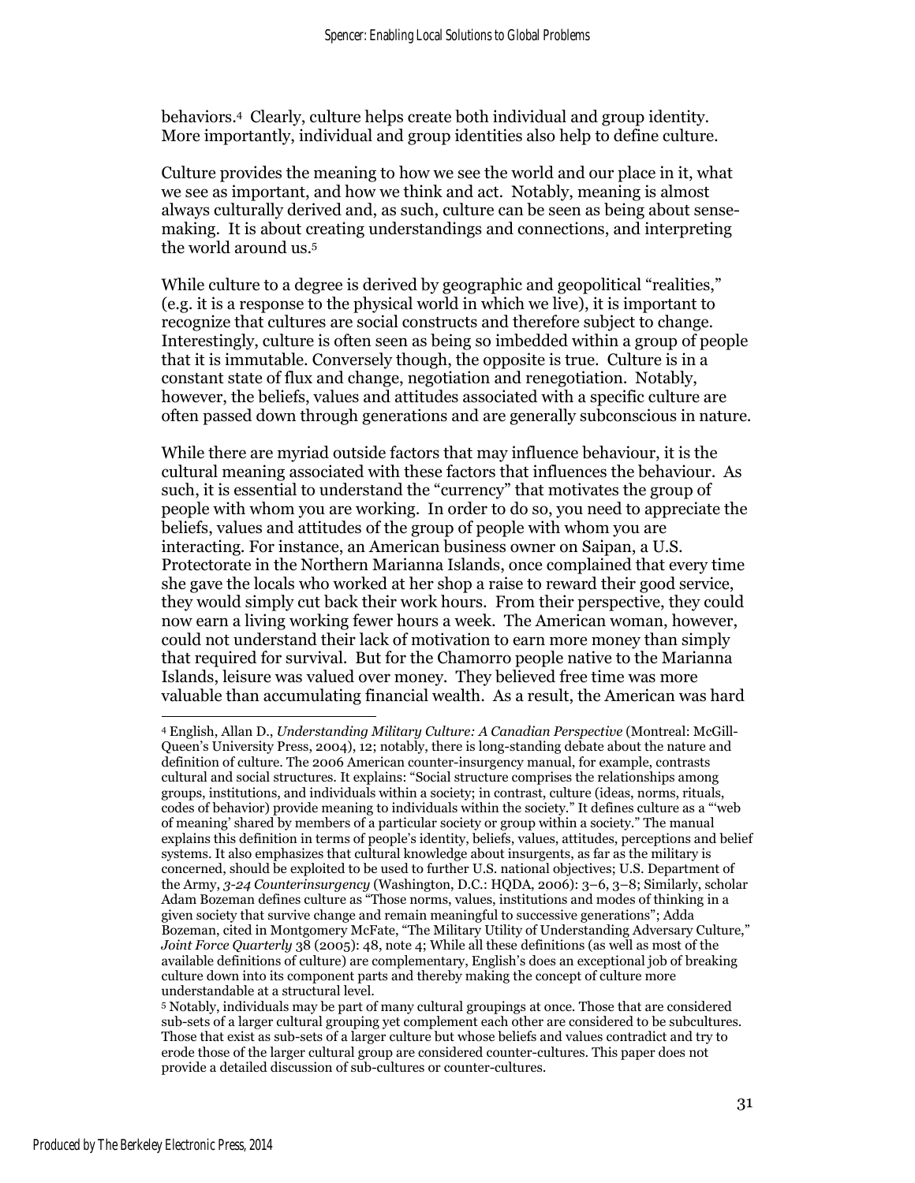behaviors.[4] Clearly, culture helps create both individual and group identity. More importantly, individual and group identities also help to define culture.

Culture provides the meaning to how we see the world and our place in it, what we see as important, and how we think and act. Notably, meaning is almost always culturally derived and, as such, culture can be seen as being about sense-making. It is about creating understandings and connections, and interpreting the world around us.[5]

While culture to a degree is derived by geographic and geopolitical "realities," (e.g. it is a response to the physical world in which we live), it is important to recognize that cultures are social constructs and therefore subject to change. Interestingly, culture is often seen as being so imbedded within a group of people that it is immutable. Conversely though, the opposite is true. Culture is in a constant state of flux and change, negotiation and renegotiation. Notably, however, the beliefs, values and attitudes associated with a specific culture are often passed down through generations and are generally subconscious in nature.

While there are myriad outside factors that may influence behaviour, it is the cultural meaning associated with these factors that influences the behaviour. As such, it is essential to understand the "currency" that motivates the group of people with whom you are working. In order to do so, you need to appreciate the beliefs, values and attitudes of the group of people with whom you are interacting. For instance, an American business owner on Saipan, a U.S. Protectorate in the Northern Marianna Islands, once complained that every time she gave the locals who worked at her shop a raise to reward their good service, they would simply cut back their work hours. From their perspective, they could now earn a living working fewer hours a week. The American woman, however, could not understand their lack of motivation to earn more money than simply that required for survival. But for the Chamorro people native to the Marianna Islands, leisure was valued over money. They believed free time was more valuable than accumulating financial wealth. As a result, the American was hard

---

[4] English, Allan D., *Understanding Military Culture: A Canadian Perspective* (Montreal: McGill-Queen's University Press, 2004), 12; notably, there is long-standing debate about the nature and definition of culture. The 2006 American counter-insurgency manual, for example, contrasts cultural and social structures. It explains: "Social structure comprises the relationships among groups, institutions, and individuals within a society; in contrast, culture (ideas, norms, rituals, codes of behavior) provide meaning to individuals within the society." It defines culture as a "'web of meaning' shared by members of a particular society or group within a society." The manual explains this definition in terms of people's identity, beliefs, values, attitudes, perceptions and belief systems. It also emphasizes that cultural knowledge about insurgents, as far as the military is concerned, should be exploited to be used to further U.S. national objectives; U.S. Department of the Army, *3-24 Counterinsurgency* (Washington, D.C.: HQDA, 2006): 3–6, 3–8; Similarly, scholar Adam Bozeman defines culture as "Those norms, values, institutions and modes of thinking in a given society that survive change and remain meaningful to successive generations"; Adda Bozeman, cited in Montgomery McFate, "The Military Utility of Understanding Adversary Culture," *Joint Force Quarterly* 38 (2005): 48, note 4; While all these definitions (as well as most of the available definitions of culture) are complementary, English's does an exceptional job of breaking culture down into its component parts and thereby making the concept of culture more understandable at a structural level.

[5] Notably, individuals may be part of many cultural groupings at once. Those that are considered sub-sets of a larger cultural grouping yet complement each other are considered to be subcultures. Those that exist as sub-sets of a larger culture but whose beliefs and values contradict and try to erode those of the larger cultural group are considered counter-cultures. This paper does not provide a detailed discussion of sub-cultures or counter-cultures.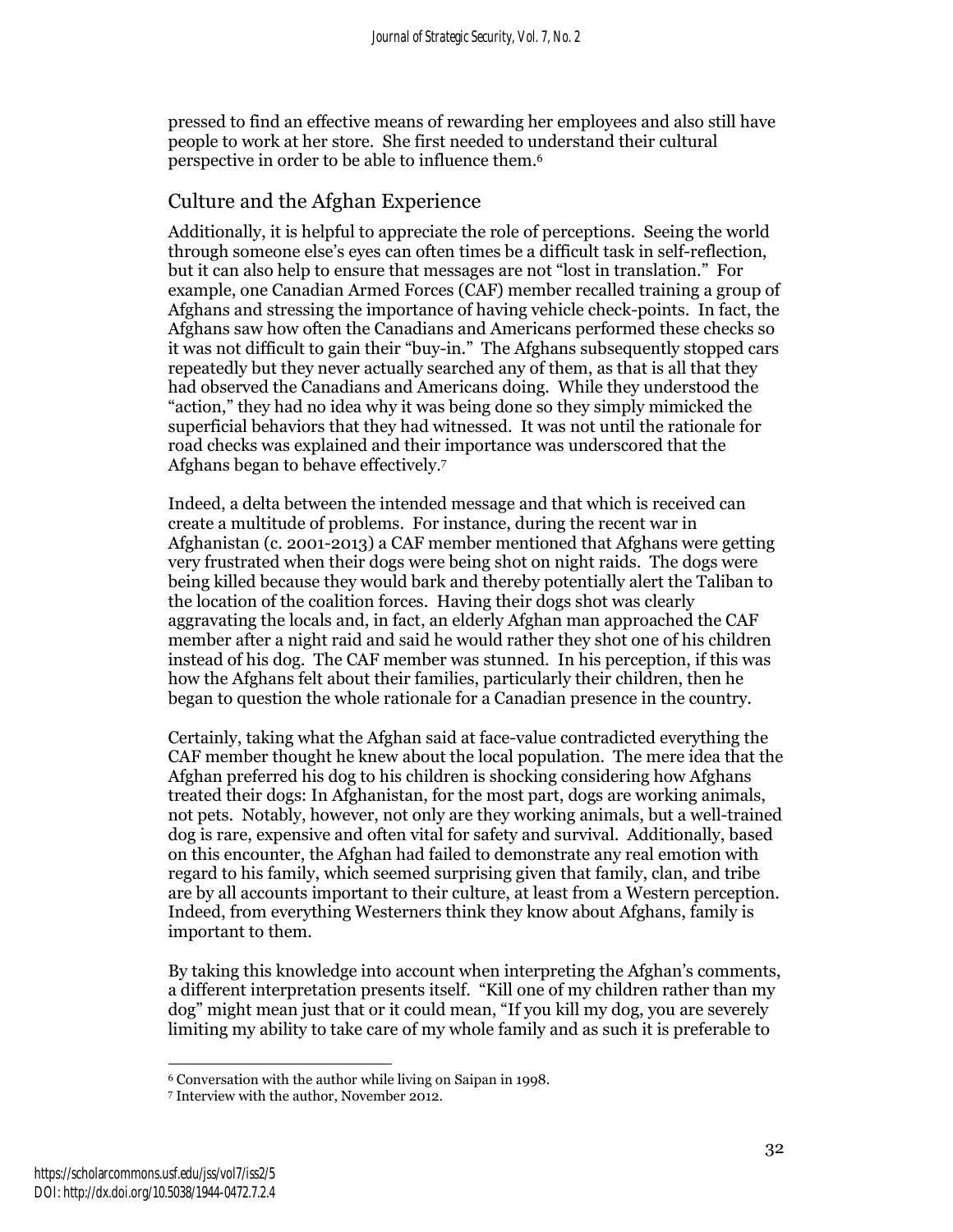pressed to find an effective means of rewarding her employees and also still have people to work at her store. She first needed to understand their cultural perspective in order to be able to influence them.[6]

## Culture and the Afghan Experience

Additionally, it is helpful to appreciate the role of perceptions. Seeing the world through someone else's eyes can often times be a difficult task in self-reflection, but it can also help to ensure that messages are not "lost in translation." For example, one Canadian Armed Forces (CAF) member recalled training a group of Afghans and stressing the importance of having vehicle check-points. In fact, the Afghans saw how often the Canadians and Americans performed these checks so it was not difficult to gain their "buy-in." The Afghans subsequently stopped cars repeatedly but they never actually searched any of them, as that is all that they had observed the Canadians and Americans doing. While they understood the "action," they had no idea why it was being done so they simply mimicked the superficial behaviors that they had witnessed. It was not until the rationale for road checks was explained and their importance was underscored that the Afghans began to behave effectively.[7]

Indeed, a delta between the intended message and that which is received can create a multitude of problems. For instance, during the recent war in Afghanistan (c. 2001-2013) a CAF member mentioned that Afghans were getting very frustrated when their dogs were being shot on night raids. The dogs were being killed because they would bark and thereby potentially alert the Taliban to the location of the coalition forces. Having their dogs shot was clearly aggravating the locals and, in fact, an elderly Afghan man approached the CAF member after a night raid and said he would rather they shot one of his children instead of his dog. The CAF member was stunned. In his perception, if this was how the Afghans felt about their families, particularly their children, then he began to question the whole rationale for a Canadian presence in the country.

Certainly, taking what the Afghan said at face-value contradicted everything the CAF member thought he knew about the local population. The mere idea that the Afghan preferred his dog to his children is shocking considering how Afghans treated their dogs: In Afghanistan, for the most part, dogs are working animals, not pets. Notably, however, not only are they working animals, but a well-trained dog is rare, expensive and often vital for safety and survival. Additionally, based on this encounter, the Afghan had failed to demonstrate any real emotion with regard to his family, which seemed surprising given that family, clan, and tribe are by all accounts important to their culture, at least from a Western perception. Indeed, from everything Westerners think they know about Afghans, family is important to them.

By taking this knowledge into account when interpreting the Afghan's comments, a different interpretation presents itself. "Kill one of my children rather than my dog" might mean just that or it could mean, "If you kill my dog, you are severely limiting my ability to take care of my whole family and as such it is preferable to

---

[6] Conversation with the author while living on Saipan in 1998.

[7] Interview with the author, November 2012.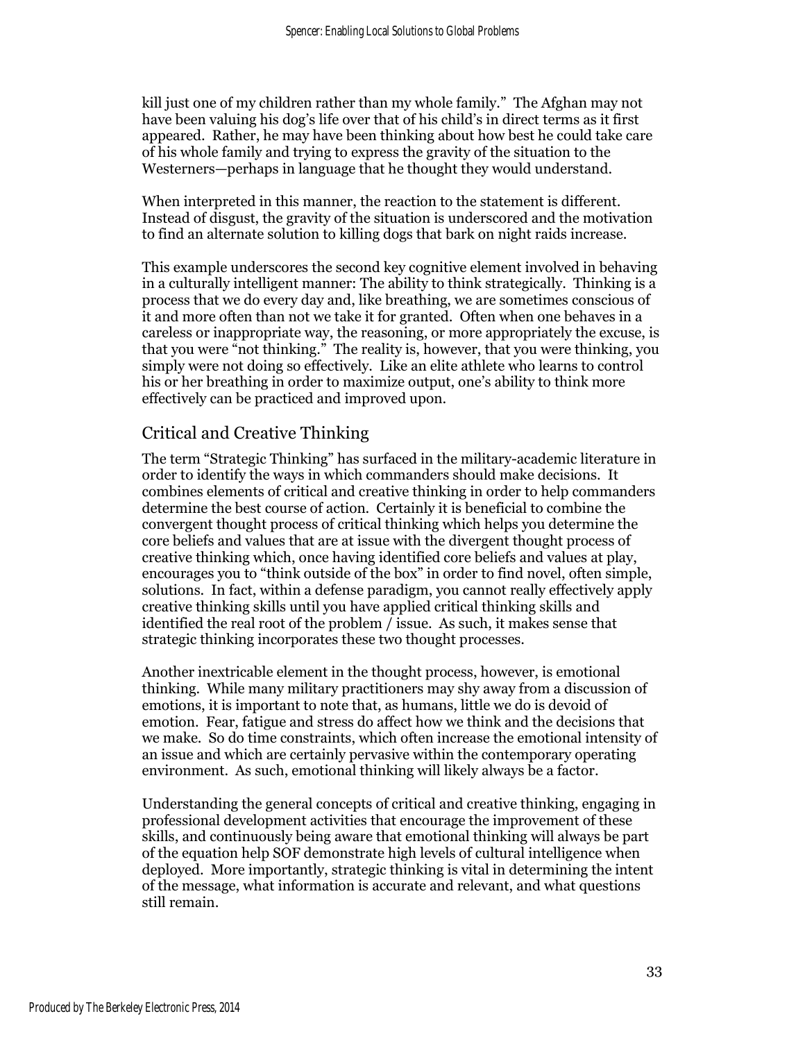kill just one of my children rather than my whole family." The Afghan may not have been valuing his dog's life over that of his child's in direct terms as it first appeared. Rather, he may have been thinking about how best he could take care of his whole family and trying to express the gravity of the situation to the Westerners—perhaps in language that he thought they would understand.

When interpreted in this manner, the reaction to the statement is different. Instead of disgust, the gravity of the situation is underscored and the motivation to find an alternate solution to killing dogs that bark on night raids increase.

This example underscores the second key cognitive element involved in behaving in a culturally intelligent manner: The ability to think strategically. Thinking is a process that we do every day and, like breathing, we are sometimes conscious of it and more often than not we take it for granted. Often when one behaves in a careless or inappropriate way, the reasoning, or more appropriately the excuse, is that you were "not thinking." The reality is, however, that you were thinking, you simply were not doing so effectively. Like an elite athlete who learns to control his or her breathing in order to maximize output, one's ability to think more effectively can be practiced and improved upon.

## Critical and Creative Thinking

The term "Strategic Thinking" has surfaced in the military-academic literature in order to identify the ways in which commanders should make decisions. It combines elements of critical and creative thinking in order to help commanders determine the best course of action. Certainly it is beneficial to combine the convergent thought process of critical thinking which helps you determine the core beliefs and values that are at issue with the divergent thought process of creative thinking which, once having identified core beliefs and values at play, encourages you to "think outside of the box" in order to find novel, often simple, solutions. In fact, within a defense paradigm, you cannot really effectively apply creative thinking skills until you have applied critical thinking skills and identified the real root of the problem / issue. As such, it makes sense that strategic thinking incorporates these two thought processes.

Another inextricable element in the thought process, however, is emotional thinking. While many military practitioners may shy away from a discussion of emotions, it is important to note that, as humans, little we do is devoid of emotion. Fear, fatigue and stress do affect how we think and the decisions that we make. So do time constraints, which often increase the emotional intensity of an issue and which are certainly pervasive within the contemporary operating environment. As such, emotional thinking will likely always be a factor.

Understanding the general concepts of critical and creative thinking, engaging in professional development activities that encourage the improvement of these skills, and continuously being aware that emotional thinking will always be part of the equation help SOF demonstrate high levels of cultural intelligence when deployed. More importantly, strategic thinking is vital in determining the intent of the message, what information is accurate and relevant, and what questions still remain.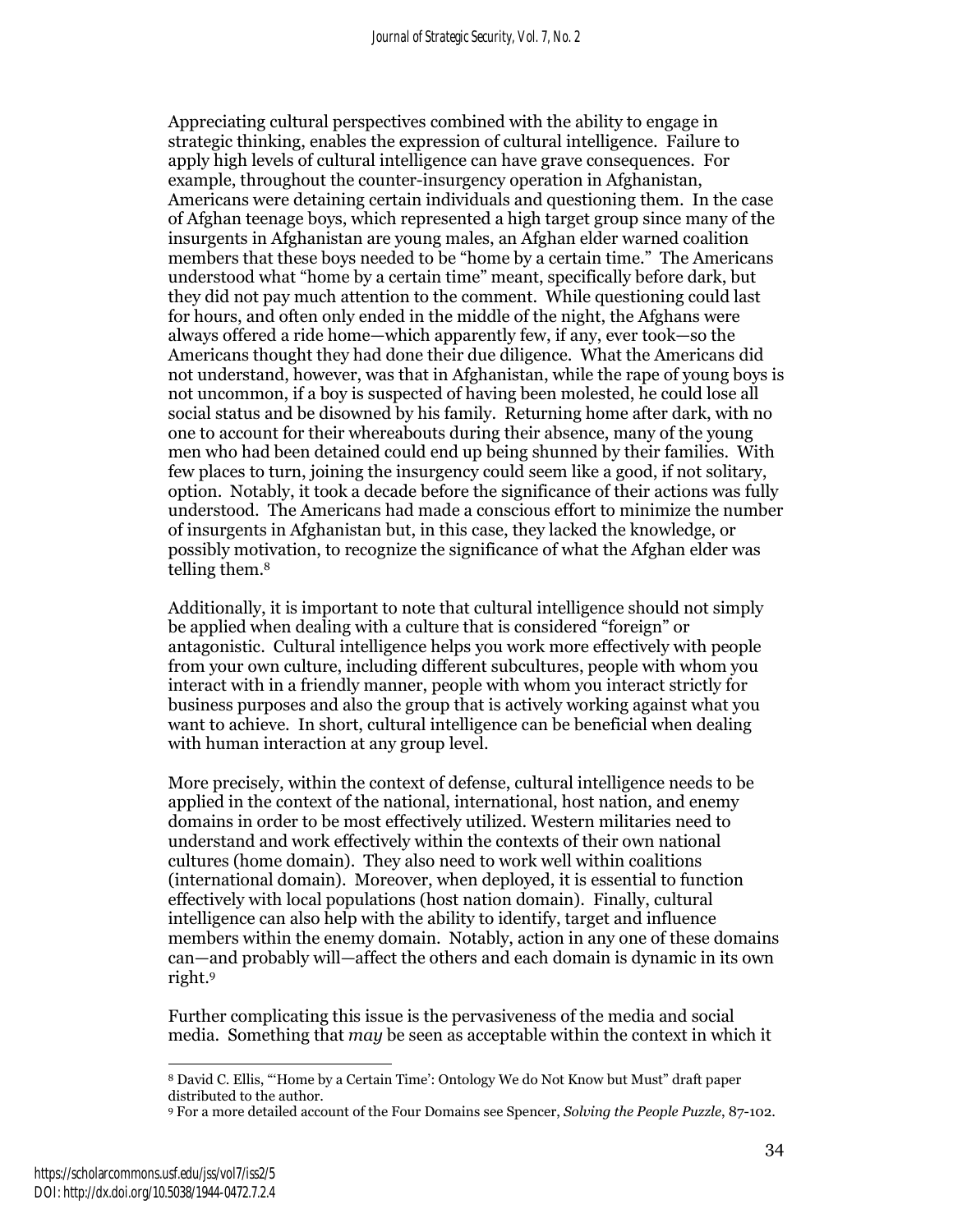Appreciating cultural perspectives combined with the ability to engage in strategic thinking, enables the expression of cultural intelligence. Failure to apply high levels of cultural intelligence can have grave consequences. For example, throughout the counter-insurgency operation in Afghanistan, Americans were detaining certain individuals and questioning them. In the case of Afghan teenage boys, which represented a high target group since many of the insurgents in Afghanistan are young males, an Afghan elder warned coalition members that these boys needed to be "home by a certain time." The Americans understood what "home by a certain time" meant, specifically before dark, but they did not pay much attention to the comment. While questioning could last for hours, and often only ended in the middle of the night, the Afghans were always offered a ride home—which apparently few, if any, ever took—so the Americans thought they had done their due diligence. What the Americans did not understand, however, was that in Afghanistan, while the rape of young boys is not uncommon, if a boy is suspected of having been molested, he could lose all social status and be disowned by his family. Returning home after dark, with no one to account for their whereabouts during their absence, many of the young men who had been detained could end up being shunned by their families. With few places to turn, joining the insurgency could seem like a good, if not solitary, option. Notably, it took a decade before the significance of their actions was fully understood. The Americans had made a conscious effort to minimize the number of insurgents in Afghanistan but, in this case, they lacked the knowledge, or possibly motivation, to recognize the significance of what the Afghan elder was telling them.[8]

Additionally, it is important to note that cultural intelligence should not simply be applied when dealing with a culture that is considered "foreign" or antagonistic. Cultural intelligence helps you work more effectively with people from your own culture, including different subcultures, people with whom you interact with in a friendly manner, people with whom you interact strictly for business purposes and also the group that is actively working against what you want to achieve. In short, cultural intelligence can be beneficial when dealing with human interaction at any group level.

More precisely, within the context of defense, cultural intelligence needs to be applied in the context of the national, international, host nation, and enemy domains in order to be most effectively utilized. Western militaries need to understand and work effectively within the contexts of their own national cultures (home domain). They also need to work well within coalitions (international domain). Moreover, when deployed, it is essential to function effectively with local populations (host nation domain). Finally, cultural intelligence can also help with the ability to identify, target and influence members within the enemy domain. Notably, action in any one of these domains can—and probably will—affect the others and each domain is dynamic in its own right.[9]

Further complicating this issue is the pervasiveness of the media and social media. Something that *may* be seen as acceptable within the context in which it

---

[8] David C. Ellis, "'Home by a Certain Time': Ontology We do Not Know but Must" draft paper distributed to the author.

[9] For a more detailed account of the Four Domains see Spencer, *Solving the People Puzzle*, 87-102.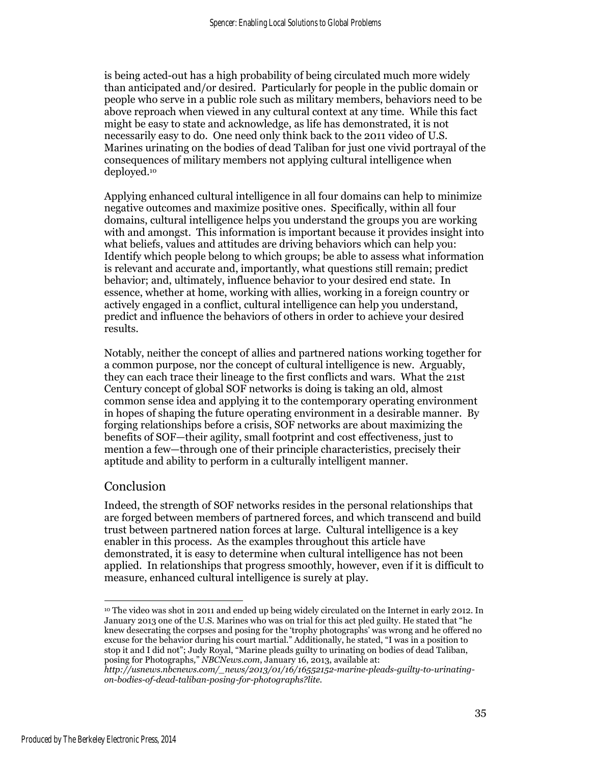is being acted-out has a high probability of being circulated much more widely than anticipated and/or desired. Particularly for people in the public domain or people who serve in a public role such as military members, behaviors need to be above reproach when viewed in any cultural context at any time. While this fact might be easy to state and acknowledge, as life has demonstrated, it is not necessarily easy to do. One need only think back to the 2011 video of U.S. Marines urinating on the bodies of dead Taliban for just one vivid portrayal of the consequences of military members not applying cultural intelligence when deployed.[10]

Applying enhanced cultural intelligence in all four domains can help to minimize negative outcomes and maximize positive ones. Specifically, within all four domains, cultural intelligence helps you understand the groups you are working with and amongst. This information is important because it provides insight into what beliefs, values and attitudes are driving behaviors which can help you: Identify which people belong to which groups; be able to assess what information is relevant and accurate and, importantly, what questions still remain; predict behavior; and, ultimately, influence behavior to your desired end state. In essence, whether at home, working with allies, working in a foreign country or actively engaged in a conflict, cultural intelligence can help you understand, predict and influence the behaviors of others in order to achieve your desired results.

Notably, neither the concept of allies and partnered nations working together for a common purpose, nor the concept of cultural intelligence is new. Arguably, they can each trace their lineage to the first conflicts and wars. What the 21st Century concept of global SOF networks is doing is taking an old, almost common sense idea and applying it to the contemporary operating environment in hopes of shaping the future operating environment in a desirable manner. By forging relationships before a crisis, SOF networks are about maximizing the benefits of SOF—their agility, small footprint and cost effectiveness, just to mention a few—through one of their principle characteristics, precisely their aptitude and ability to perform in a culturally intelligent manner.

## Conclusion

Indeed, the strength of SOF networks resides in the personal relationships that are forged between members of partnered forces, and which transcend and build trust between partnered nation forces at large. Cultural intelligence is a key enabler in this process. As the examples throughout this article have demonstrated, it is easy to determine when cultural intelligence has not been applied. In relationships that progress smoothly, however, even if it is difficult to measure, enhanced cultural intelligence is surely at play.

---

[10] The video was shot in 2011 and ended up being widely circulated on the Internet in early 2012. In January 2013 one of the U.S. Marines who was on trial for this act pled guilty. He stated that "he knew desecrating the corpses and posing for the 'trophy photographs' was wrong and he offered no excuse for the behavior during his court martial." Additionally, he stated, "I was in a position to stop it and I did not"; Judy Royal, "Marine pleads guilty to urinating on bodies of dead Taliban, posing for Photographs," *NBCNews.com*, January 16, 2013, available at: *http://usnews.nbcnews.com/_news/2013/01/16/16552152-marine-pleads-guilty-to-urinating-on-bodies-of-dead-taliban-posing-for-photographs?lite.*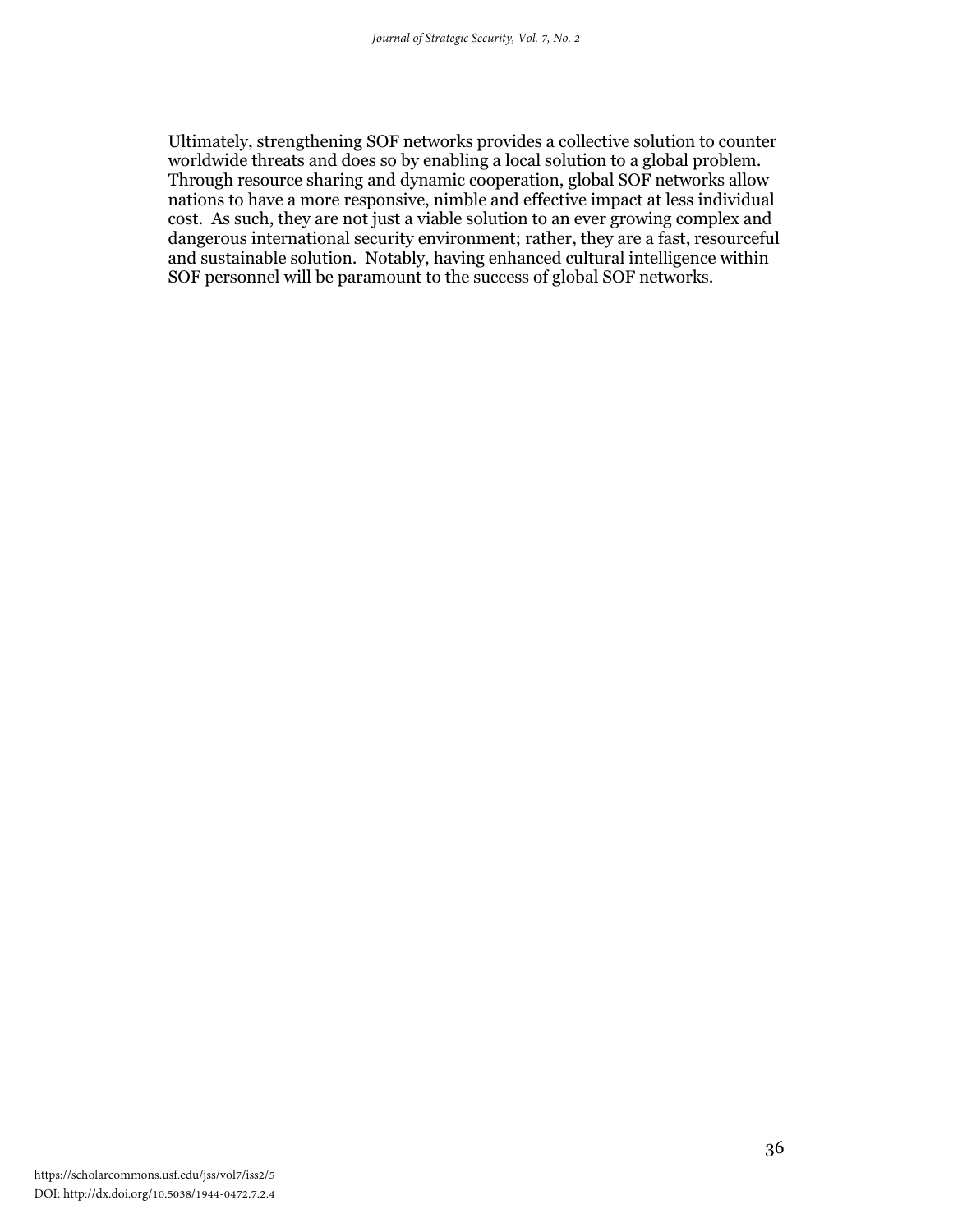Ultimately, strengthening SOF networks provides a collective solution to counter worldwide threats and does so by enabling a local solution to a global problem. Through resource sharing and dynamic cooperation, global SOF networks allow nations to have a more responsive, nimble and effective impact at less individual cost. As such, they are not just a viable solution to an ever growing complex and dangerous international security environment; rather, they are a fast, resourceful and sustainable solution. Notably, having enhanced cultural intelligence within SOF personnel will be paramount to the success of global SOF networks.